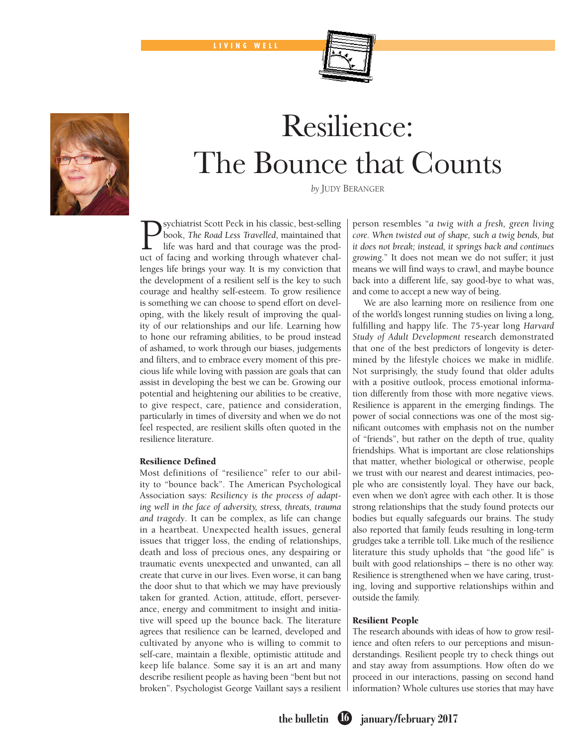# Resilience: The Bounce that Counts

*by* Judy Beranger

Psychiatrist Scott Peck in his classic, best-selling book, *The Road Less Travelled*, maintained that life was hard and that courage was the product of facing and working through whatever challenges life brings your way. It is my conviction that the development of a resilient self is the key to such courage and healthy self-esteem. To grow resilience is something we can choose to spend effort on developing, with the likely result of improving the quality of our relationships and our life. Learning how to hone our reframing abilities, to be proud instead of ashamed, to work through our biases, judgements and filters, and to embrace every moment of this precious life while loving with passion are goals that can assist in developing the best we can be. Growing our potential and heightening our abilities to be creative, to give respect, care, patience and consideration, particularly in times of diversity and when we do not feel respected, are resilient skills often quoted in the resilience literature.

### Resilience Defined

Most definitions of "resilience" refer to our ability to "bounce back". The American Psychological Association says: *Resiliency is the process of adapting well in the face of adversity, stress, threats, trauma and tragedy*. It can be complex, as life can change in a heartbeat. Unexpected health issues, general issues that trigger loss, the ending of relationships, death and loss of precious ones, any despairing or traumatic events unexpected and unwanted, can all create that curve in our lives. Even worse, it can bang the door shut to that which we may have previously taken for granted. Action, attitude, effort, perseverance, energy and commitment to insight and initiative will speed up the bounce back. The literature agrees that resilience can be learned, developed and cultivated by anyone who is willing to commit to self-care, maintain a flexible, optimistic attitude and keep life balance. Some say it is an art and many describe resilient people as having been "bent but not broken". Psychologist George Vaillant says a resilient person resembles "*a twig with a fresh, green living core. When twisted out of shape, such a twig bends, but it does not break; instead, it springs back and continues growing.*" It does not mean we do not suffer; it just means we will find ways to crawl, and maybe bounce back into a different life, say good-bye to what was, and come to accept a new way of being.

We are also learning more on resilience from one of the world's longest running studies on living a long, fulfilling and happy life. The 75-year long *Harvard Study of Adult Development* research demonstrated that one of the best predictors of longevity is determined by the lifestyle choices we make in midlife. Not surprisingly, the study found that older adults with a positive outlook, process emotional information differently from those with more negative views. Resilience is apparent in the emerging findings. The power of social connections was one of the most significant outcomes with emphasis not on the number of "friends", but rather on the depth of true, quality friendships. What is important are close relationships that matter, whether biological or otherwise, people we trust with our nearest and dearest intimacies, people who are consistently loyal. They have our back, even when we don't agree with each other. It is those strong relationships that the study found protects our bodies but equally safeguards our brains. The study also reported that family feuds resulting in long-term grudges take a terrible toll. Like much of the resilience literature this study upholds that "the good life" is built with good relationships – there is no other way. Resilience is strengthened when we have caring, trusting, loving and supportive relationships within and outside the family.

### Resilient People

The research abounds with ideas of how to grow resilience and often refers to our perceptions and misunderstandings. Resilient people try to check things out and stay away from assumptions. How often do we proceed in our interactions, passing on second hand information? Whole cultures use stories that may have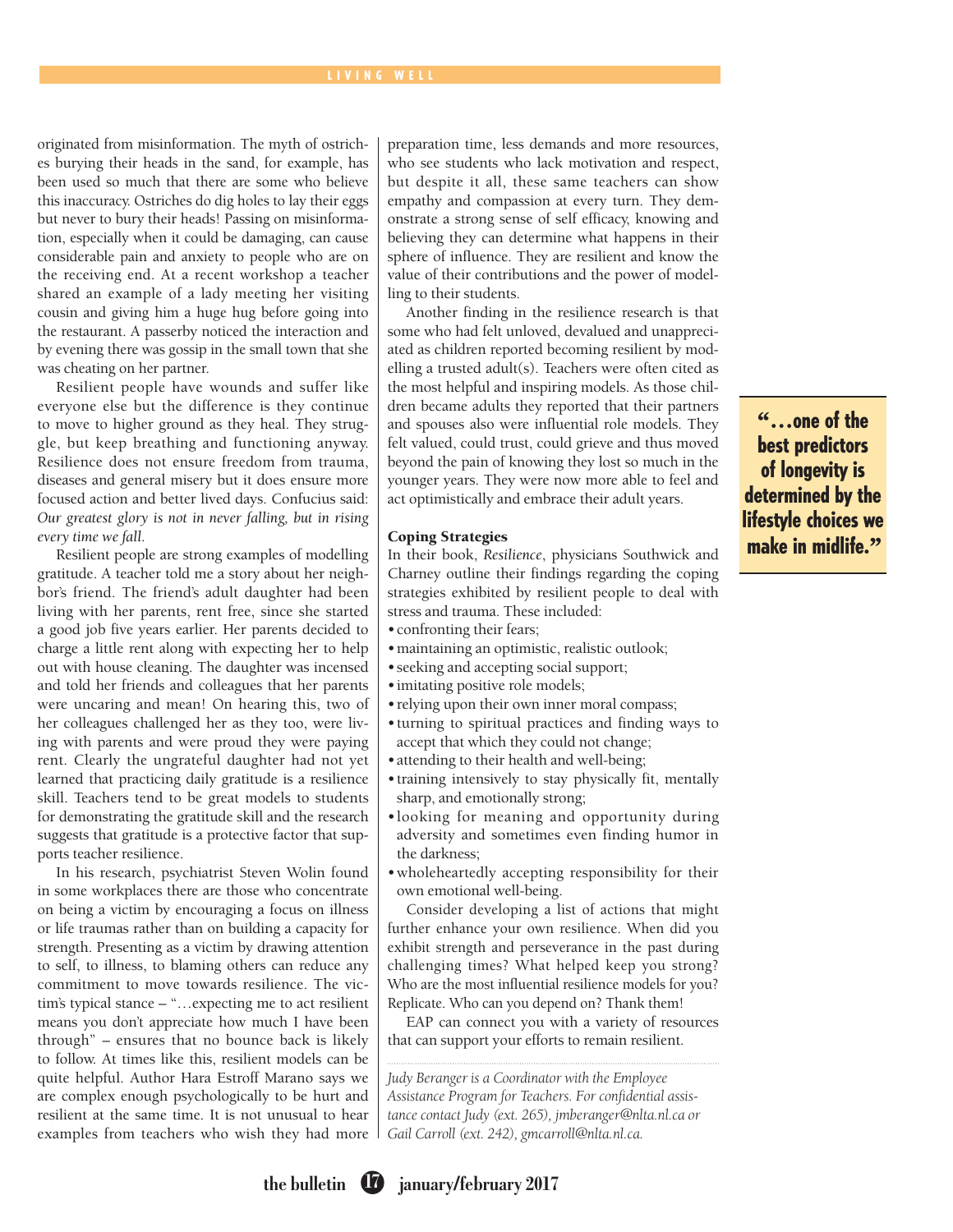originated from misinformation. The myth of ostriches burying their heads in the sand, for example, has been used so much that there are some who believe this inaccuracy. Ostriches do dig holes to lay their eggs but never to bury their heads! Passing on misinformation, especially when it could be damaging, can cause considerable pain and anxiety to people who are on the receiving end. At a recent workshop a teacher shared an example of a lady meeting her visiting cousin and giving him a huge hug before going into the restaurant. A passerby noticed the interaction and by evening there was gossip in the small town that she was cheating on her partner.

Resilient people have wounds and suffer like everyone else but the difference is they continue to move to higher ground as they heal. They struggle, but keep breathing and functioning anyway. Resilience does not ensure freedom from trauma, diseases and general misery but it does ensure more focused action and better lived days. Confucius said: *Our greatest glory is not in never falling, but in rising every time we fall.*

Resilient people are strong examples of modelling gratitude. A teacher told me a story about her neighbor's friend. The friend's adult daughter had been living with her parents, rent free, since she started a good job five years earlier. Her parents decided to charge a little rent along with expecting her to help out with house cleaning. The daughter was incensed and told her friends and colleagues that her parents were uncaring and mean! On hearing this, two of her colleagues challenged her as they too, were living with parents and were proud they were paying rent. Clearly the ungrateful daughter had not yet learned that practicing daily gratitude is a resilience skill. Teachers tend to be great models to students for demonstrating the gratitude skill and the research suggests that gratitude is a protective factor that supports teacher resilience.

In his research, psychiatrist Steven Wolin found in some workplaces there are those who concentrate on being a victim by encouraging a focus on illness or life traumas rather than on building a capacity for strength. Presenting as a victim by drawing attention to self, to illness, to blaming others can reduce any commitment to move towards resilience. The victim's typical stance – "…expecting me to act resilient means you don't appreciate how much I have been through" – ensures that no bounce back is likely to follow. At times like this, resilient models can be quite helpful. Author Hara Estroff Marano says we are complex enough psychologically to be hurt and resilient at the same time. It is not unusual to hear examples from teachers who wish they had more preparation time, less demands and more resources, who see students who lack motivation and respect, but despite it all, these same teachers can show empathy and compassion at every turn. They demonstrate a strong sense of self efficacy, knowing and believing they can determine what happens in their sphere of influence. They are resilient and know the value of their contributions and the power of modelling to their students.

Another finding in the resilience research is that some who had felt unloved, devalued and unappreciated as children reported becoming resilient by modelling a trusted adult(s). Teachers were often cited as the most helpful and inspiring models. As those children became adults they reported that their partners and spouses also were influential role models. They felt valued, could trust, could grieve and thus moved beyond the pain of knowing they lost so much in the younger years. They were now more able to feel and act optimistically and embrace their adult years.

**"…one of the best predictors of longevity is determined by the lifestyle choices we make in midlife."**

### Coping Strategies

In their book, *Resilience*, physicians Southwick and Charney outline their findings regarding the coping strategies exhibited by resilient people to deal with stress and trauma. These included:

- confronting their fears;
- maintaining an optimistic, realistic outlook;
- seeking and accepting social support;
- imitating positive role models;
- relying upon their own inner moral compass;
- turning to spiritual practices and finding ways to accept that which they could not change;
- attending to their health and well-being;
- training intensively to stay physically fit, mentally sharp, and emotionally strong;
- looking for meaning and opportunity during adversity and sometimes even finding humor in the darkness;
- wholeheartedly accepting responsibility for their own emotional well-being.

Consider developing a list of actions that might further enhance your own resilience. When did you exhibit strength and perseverance in the past during challenging times? What helped keep you strong? Who are the most influential resilience models for you? Replicate. Who can you depend on? Thank them!

EAP can connect you with a variety of resources that can support your efforts to remain resilient.

*Judy Beranger is a Coordinator with the Employee Assistance Program for Teachers. For confidential assistance contact Judy (ext. 265), jmberanger@nlta.nl.ca or Gail Carroll (ext. 242), gmcarroll@nlta.nl.ca.*